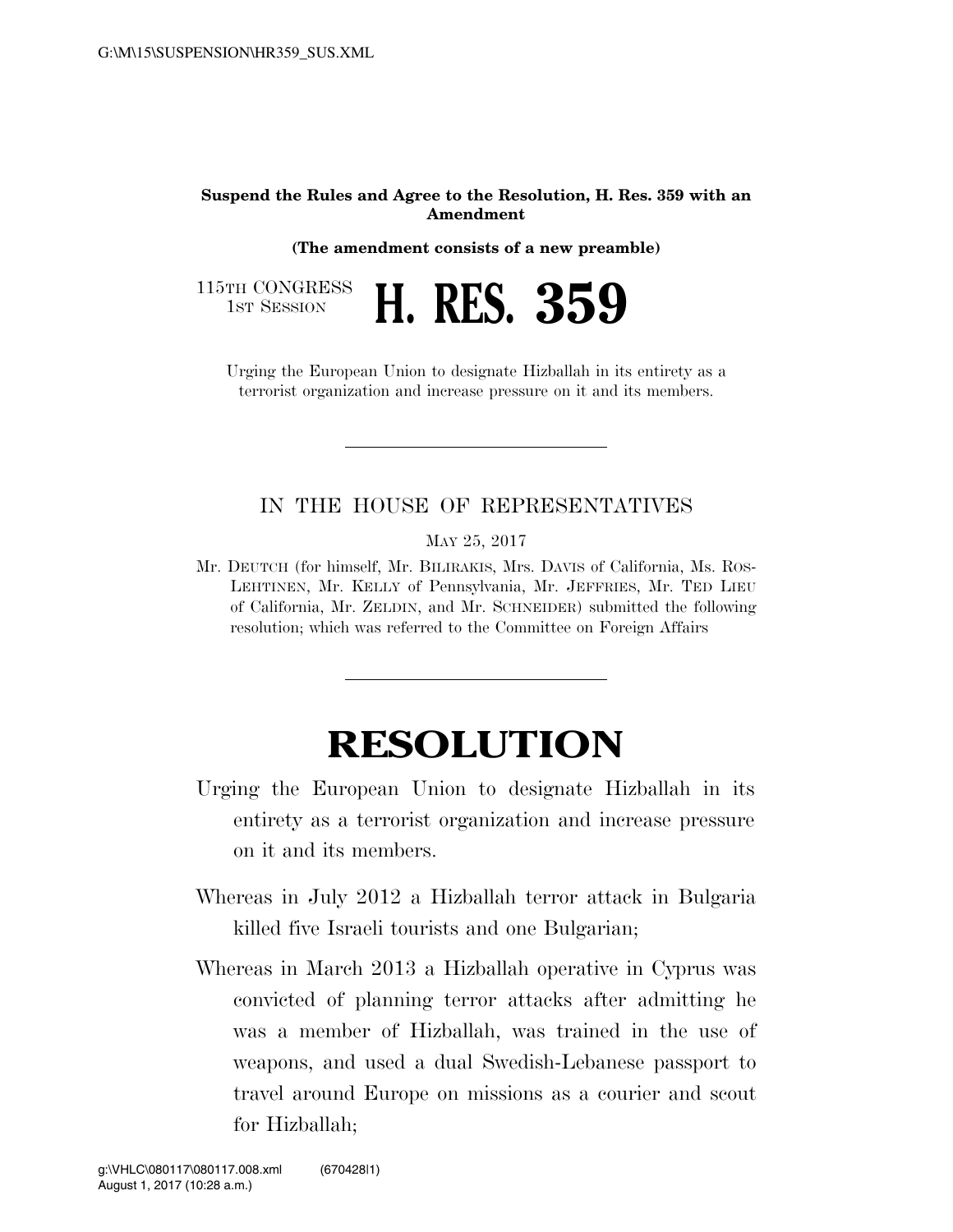**Suspend the Rules and Agree to the Resolution, H. Res. 359 with an Amendment**

**(The amendment consists of a new preamble)**

115TH CONGRESS
1ST SESSION

# H. RES. 359

Urging the European Union to designate Hizballah in its entirety as a terrorist organization and increase pressure on it and its members.

---

IN THE HOUSE OF REPRESENTATIVES

MAY 25, 2017

Mr. DEUTCH (for himself, Mr. BILIRAKIS, Mrs. DAVIS of California, Ms. ROS-LEHTINEN, Mr. KELLY of Pennsylvania, Mr. JEFFRIES, Mr. TED LIEU of California, Mr. ZELDIN, and Mr. SCHNEIDER) submitted the following resolution; which was referred to the Committee on Foreign Affairs

---

# RESOLUTION

Urging the European Union to designate Hizballah in its entirety as a terrorist organization and increase pressure on it and its members.

Whereas in July 2012 a Hizballah terror attack in Bulgaria killed five Israeli tourists and one Bulgarian;

Whereas in March 2013 a Hizballah operative in Cyprus was convicted of planning terror attacks after admitting he was a member of Hizballah, was trained in the use of weapons, and used a dual Swedish-Lebanese passport to travel around Europe on missions as a courier and scout for Hizballah;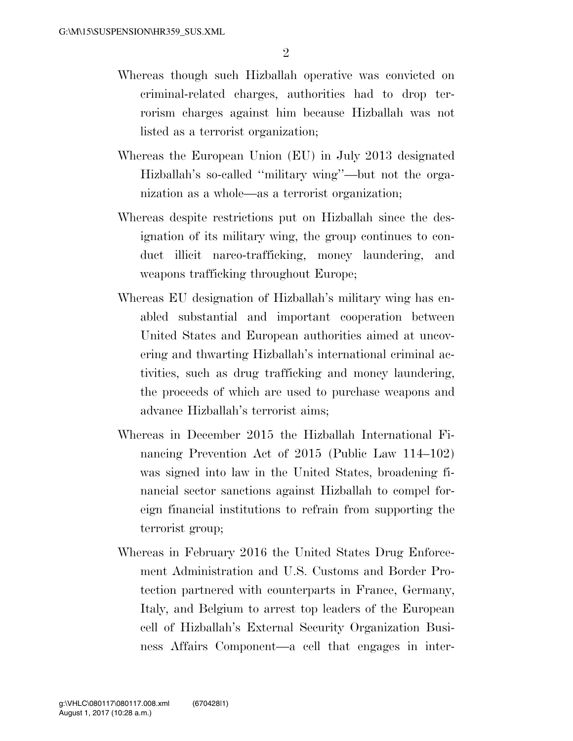Whereas though such Hizballah operative was convicted on criminal-related charges, authorities had to drop terrorism charges against him because Hizballah was not listed as a terrorist organization;

Whereas the European Union (EU) in July 2013 designated Hizballah's so-called "military wing"—but not the organization as a whole—as a terrorist organization;

Whereas despite restrictions put on Hizballah since the designation of its military wing, the group continues to conduct illicit narco-trafficking, money laundering, and weapons trafficking throughout Europe;

Whereas EU designation of Hizballah's military wing has enabled substantial and important cooperation between United States and European authorities aimed at uncovering and thwarting Hizballah's international criminal activities, such as drug trafficking and money laundering, the proceeds of which are used to purchase weapons and advance Hizballah's terrorist aims;

Whereas in December 2015 the Hizballah International Financing Prevention Act of 2015 (Public Law 114–102) was signed into law in the United States, broadening financial sector sanctions against Hizballah to compel foreign financial institutions to refrain from supporting the terrorist group;

Whereas in February 2016 the United States Drug Enforcement Administration and U.S. Customs and Border Protection partnered with counterparts in France, Germany, Italy, and Belgium to arrest top leaders of the European cell of Hizballah's External Security Organization Business Affairs Component—a cell that engages in inter-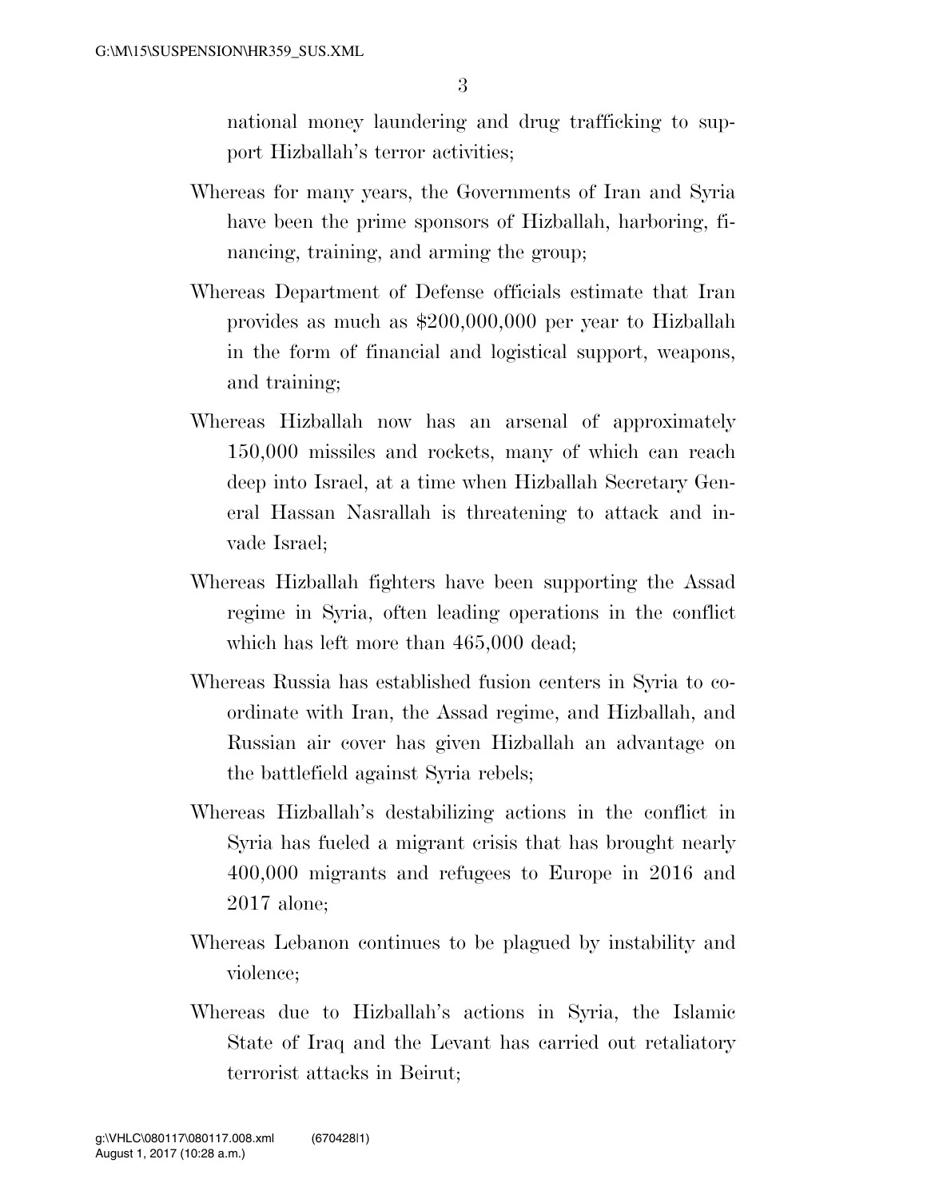national money laundering and drug trafficking to support Hizballah's terror activities;

Whereas for many years, the Governments of Iran and Syria have been the prime sponsors of Hizballah, harboring, financing, training, and arming the group;

Whereas Department of Defense officials estimate that Iran provides as much as $200,000,000 per year to Hizballah in the form of financial and logistical support, weapons, and training;

Whereas Hizballah now has an arsenal of approximately 150,000 missiles and rockets, many of which can reach deep into Israel, at a time when Hizballah Secretary General Hassan Nasrallah is threatening to attack and invade Israel;

Whereas Hizballah fighters have been supporting the Assad regime in Syria, often leading operations in the conflict which has left more than 465,000 dead;

Whereas Russia has established fusion centers in Syria to coordinate with Iran, the Assad regime, and Hizballah, and Russian air cover has given Hizballah an advantage on the battlefield against Syria rebels;

Whereas Hizballah's destabilizing actions in the conflict in Syria has fueled a migrant crisis that has brought nearly 400,000 migrants and refugees to Europe in 2016 and 2017 alone;

Whereas Lebanon continues to be plagued by instability and violence;

Whereas due to Hizballah's actions in Syria, the Islamic State of Iraq and the Levant has carried out retaliatory terrorist attacks in Beirut;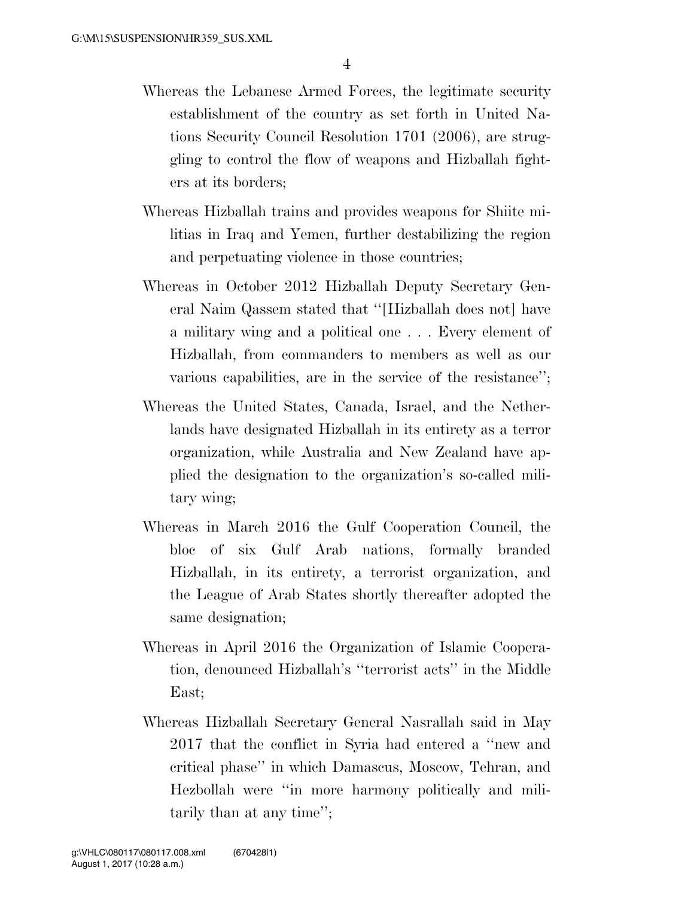Whereas the Lebanese Armed Forces, the legitimate security establishment of the country as set forth in United Nations Security Council Resolution 1701 (2006), are struggling to control the flow of weapons and Hizballah fighters at its borders;

Whereas Hizballah trains and provides weapons for Shiite militias in Iraq and Yemen, further destabilizing the region and perpetuating violence in those countries;

Whereas in October 2012 Hizballah Deputy Secretary General Naim Qassem stated that ''[Hizballah does not] have a military wing and a political one . . . Every element of Hizballah, from commanders to members as well as our various capabilities, are in the service of the resistance'';

Whereas the United States, Canada, Israel, and the Netherlands have designated Hizballah in its entirety as a terror organization, while Australia and New Zealand have applied the designation to the organization's so-called military wing;

Whereas in March 2016 the Gulf Cooperation Council, the bloc of six Gulf Arab nations, formally branded Hizballah, in its entirety, a terrorist organization, and the League of Arab States shortly thereafter adopted the same designation;

Whereas in April 2016 the Organization of Islamic Cooperation, denounced Hizballah's ''terrorist acts'' in the Middle East;

Whereas Hizballah Secretary General Nasrallah said in May 2017 that the conflict in Syria had entered a ''new and critical phase'' in which Damascus, Moscow, Tehran, and Hezbollah were ''in more harmony politically and militarily than at any time'';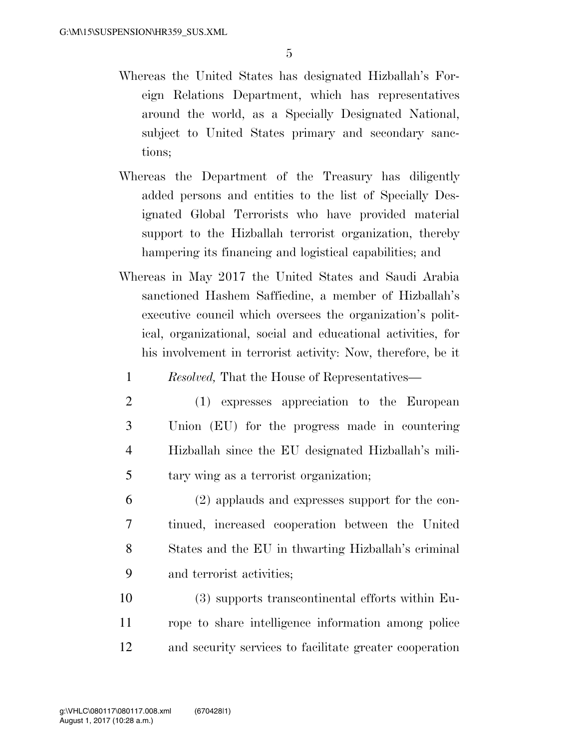Whereas the United States has designated Hizballah's Foreign Relations Department, which has representatives around the world, as a Specially Designated National, subject to United States primary and secondary sanctions;

Whereas the Department of the Treasury has diligently added persons and entities to the list of Specially Designated Global Terrorists who have provided material support to the Hizballah terrorist organization, thereby hampering its financing and logistical capabilities; and

Whereas in May 2017 the United States and Saudi Arabia sanctioned Hashem Saffiedine, a member of Hizballah's executive council which oversees the organization's political, organizational, social and educational activities, for his involvement in terrorist activity: Now, therefore, be it

1 *Resolved,* That the House of Representatives—

2 (1) expresses appreciation to the European
3 Union (EU) for the progress made in countering
4 Hizballah since the EU designated Hizballah's mili-
5 tary wing as a terrorist organization;

6 (2) applauds and expresses support for the con-
7 tinued, increased cooperation between the United
8 States and the EU in thwarting Hizballah's criminal
9 and terrorist activities;

10 (3) supports transcontinental efforts within Eu-
11 rope to share intelligence information among police
12 and security services to facilitate greater cooperation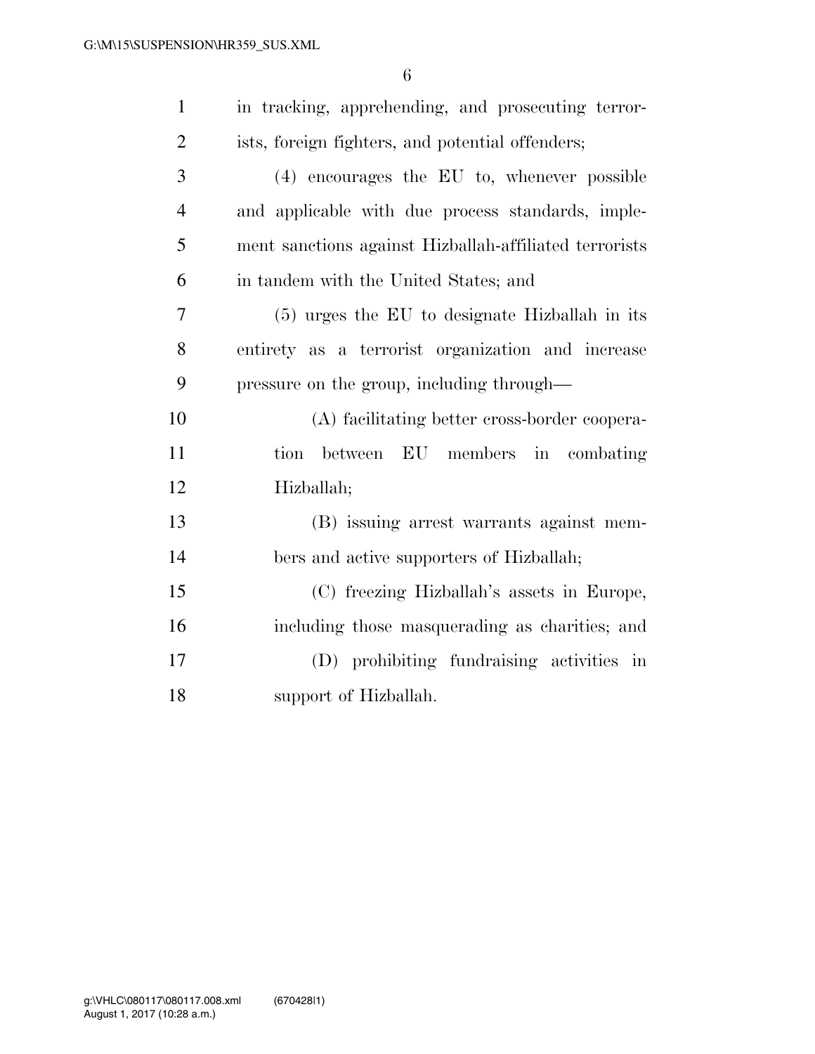in tracking, apprehending, and prosecuting terrorists, foreign fighters, and potential offenders;

(4) encourages the EU to, whenever possible and applicable with due process standards, implement sanctions against Hizballah-affiliated terrorists in tandem with the United States; and

(5) urges the EU to designate Hizballah in its entirety as a terrorist organization and increase pressure on the group, including through—

(A) facilitating better cross-border cooperation between EU members in combating Hizballah;

(B) issuing arrest warrants against members and active supporters of Hizballah;

(C) freezing Hizballah's assets in Europe, including those masquerading as charities; and

(D) prohibiting fundraising activities in support of Hizballah.